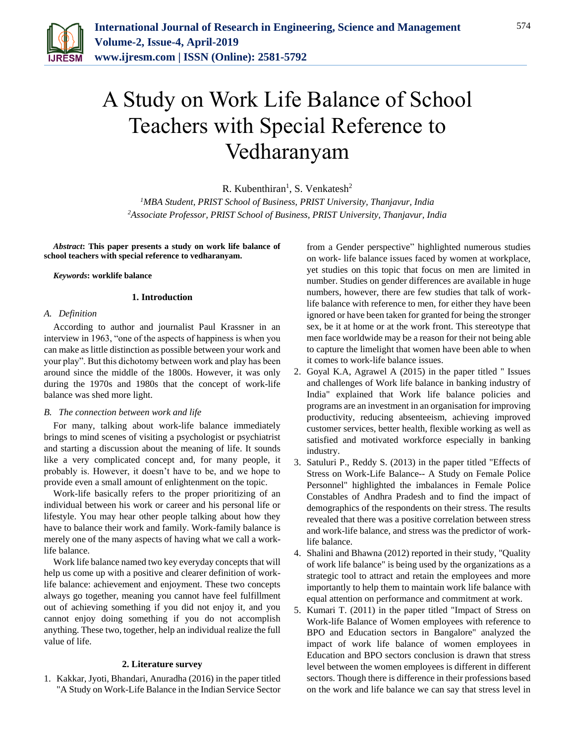# A Study on Work Life Balance of School Teachers with Special Reference to Vedharanyam

R. Kubenthiran[1], S. Venkatesh[2]

[1]*MBA Student, PRIST School of Business, PRIST University, Thanjavur, India*
[2]*Associate Professor, PRIST School of Business, PRIST University, Thanjavur, India*

***Abstract*: This paper presents a study on work life balance of school teachers with special reference to vedharanyam.**

***Keywords*: worklife balance**

## 1. Introduction

### A. Definition

According to author and journalist Paul Krassner in an interview in 1963, "one of the aspects of happiness is when you can make as little distinction as possible between your work and your play". But this dichotomy between work and play has been around since the middle of the 1800s. However, it was only during the 1970s and 1980s that the concept of work-life balance was shed more light.

### B. The connection between work and life

For many, talking about work-life balance immediately brings to mind scenes of visiting a psychologist or psychiatrist and starting a discussion about the meaning of life. It sounds like a very complicated concept and, for many people, it probably is. However, it doesn't have to be, and we hope to provide even a small amount of enlightenment on the topic.

Work-life basically refers to the proper prioritizing of an individual between his work or career and his personal life or lifestyle. You may hear other people talking about how they have to balance their work and family. Work-family balance is merely one of the many aspects of having what we call a work-life balance.

Work life balance named two key everyday concepts that will help us come up with a positive and clearer definition of work-life balance: achievement and enjoyment. These two concepts always go together, meaning you cannot have feel fulfillment out of achieving something if you did not enjoy it, and you cannot enjoy doing something if you do not accomplish anything. These two, together, help an individual realize the full value of life.

## 2. Literature survey

1. Kakkar, Jyoti, Bhandari, Anuradha (2016) in the paper titled "A Study on Work-Life Balance in the Indian Service Sector from a Gender perspective" highlighted numerous studies on work- life balance issues faced by women at workplace, yet studies on this topic that focus on men are limited in number. Studies on gender differences are available in huge numbers, however, there are few studies that talk of work-life balance with reference to men, for either they have been ignored or have been taken for granted for being the stronger sex, be it at home or at the work front. This stereotype that men face worldwide may be a reason for their not being able to capture the limelight that women have been able to when it comes to work-life balance issues.
2. Goyal K.A, Agrawel A (2015) in the paper titled " Issues and challenges of Work life balance in banking industry of India" explained that Work life balance policies and programs are an investment in an organisation for improving productivity, reducing absenteeism, achieving improved customer services, better health, flexible working as well as satisfied and motivated workforce especially in banking industry.
3. Satuluri P., Reddy S. (2013) in the paper titled "Effects of Stress on Work-Life Balance-- A Study on Female Police Personnel" highlighted the imbalances in Female Police Constables of Andhra Pradesh and to find the impact of demographics of the respondents on their stress. The results revealed that there was a positive correlation between stress and work-life balance, and stress was the predictor of work-life balance.
4. Shalini and Bhawna (2012) reported in their study, "Quality of work life balance" is being used by the organizations as a strategic tool to attract and retain the employees and more importantly to help them to maintain work life balance with equal attention on performance and commitment at work.
5. Kumari T. (2011) in the paper titled "Impact of Stress on Work-life Balance of Women employees with reference to BPO and Education sectors in Bangalore" analyzed the impact of work life balance of women employees in Education and BPO sectors conclusion is drawn that stress level between the women employees is different in different sectors. Though there is difference in their professions based on the work and life balance we can say that stress level in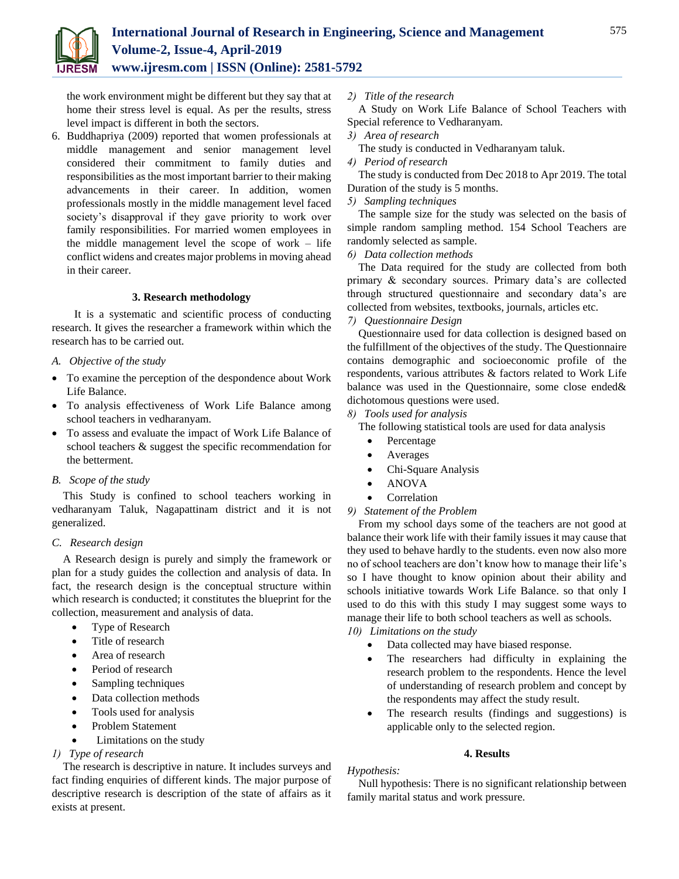the work environment might be different but they say that at home their stress level is equal. As per the results, stress level impact is different in both the sectors.

6. Buddhapriya (2009) reported that women professionals at middle management and senior management level considered their commitment to family duties and responsibilities as the most important barrier to their making advancements in their career. In addition, women professionals mostly in the middle management level faced society's disapproval if they gave priority to work over family responsibilities. For married women employees in the middle management level the scope of work – life conflict widens and creates major problems in moving ahead in their career.

## 3. Research methodology

It is a systematic and scientific process of conducting research. It gives the researcher a framework within which the research has to be carried out.

### *A. Objective of the study*

- To examine the perception of the despondence about Work Life Balance.
- To analysis effectiveness of Work Life Balance among school teachers in vedharanyam.
- To assess and evaluate the impact of Work Life Balance of school teachers & suggest the specific recommendation for the betterment.

### *B. Scope of the study*

This Study is confined to school teachers working in vedharanyam Taluk, Nagapattinam district and it is not generalized.

### *C. Research design*

A Research design is purely and simply the framework or plan for a study guides the collection and analysis of data. In fact, the research design is the conceptual structure within which research is conducted; it constitutes the blueprint for the collection, measurement and analysis of data.

- Type of Research
- Title of research
- Area of research
- Period of research
- Sampling techniques
- Data collection methods
- Tools used for analysis
- Problem Statement
- Limitations on the study

*1) Type of research*

The research is descriptive in nature. It includes surveys and fact finding enquiries of different kinds. The major purpose of descriptive research is description of the state of affairs as it exists at present.

*2) Title of the research*

A Study on Work Life Balance of School Teachers with Special reference to Vedharanyam.

*3) Area of research*

The study is conducted in Vedharanyam taluk.

*4) Period of research*

The study is conducted from Dec 2018 to Apr 2019. The total Duration of the study is 5 months.

*5) Sampling techniques*

The sample size for the study was selected on the basis of simple random sampling method. 154 School Teachers are randomly selected as sample.

*6) Data collection methods*

The Data required for the study are collected from both primary & secondary sources. Primary data's are collected through structured questionnaire and secondary data's are collected from websites, textbooks, journals, articles etc.

*7) Questionnaire Design*

Questionnaire used for data collection is designed based on the fulfillment of the objectives of the study. The Questionnaire contains demographic and socioeconomic profile of the respondents, various attributes & factors related to Work Life balance was used in the Questionnaire, some close ended& dichotomous questions were used.

*8) Tools used for analysis*

The following statistical tools are used for data analysis

- Percentage
- Averages
- Chi-Square Analysis
- ANOVA
- Correlation

*9) Statement of the Problem*

From my school days some of the teachers are not good at balance their work life with their family issues it may cause that they used to behave hardly to the students. even now also more no of school teachers are don't know how to manage their life's so I have thought to know opinion about their ability and schools initiative towards Work Life Balance. so that only I used to do this with this study I may suggest some ways to manage their life to both school teachers as well as schools.

*10) Limitations on the study*

- Data collected may have biased response.
- The researchers had difficulty in explaining the research problem to the respondents. Hence the level of understanding of research problem and concept by the respondents may affect the study result.
- The research results (findings and suggestions) is applicable only to the selected region.

## 4. Results

*Hypothesis:*

Null hypothesis: There is no significant relationship between family marital status and work pressure.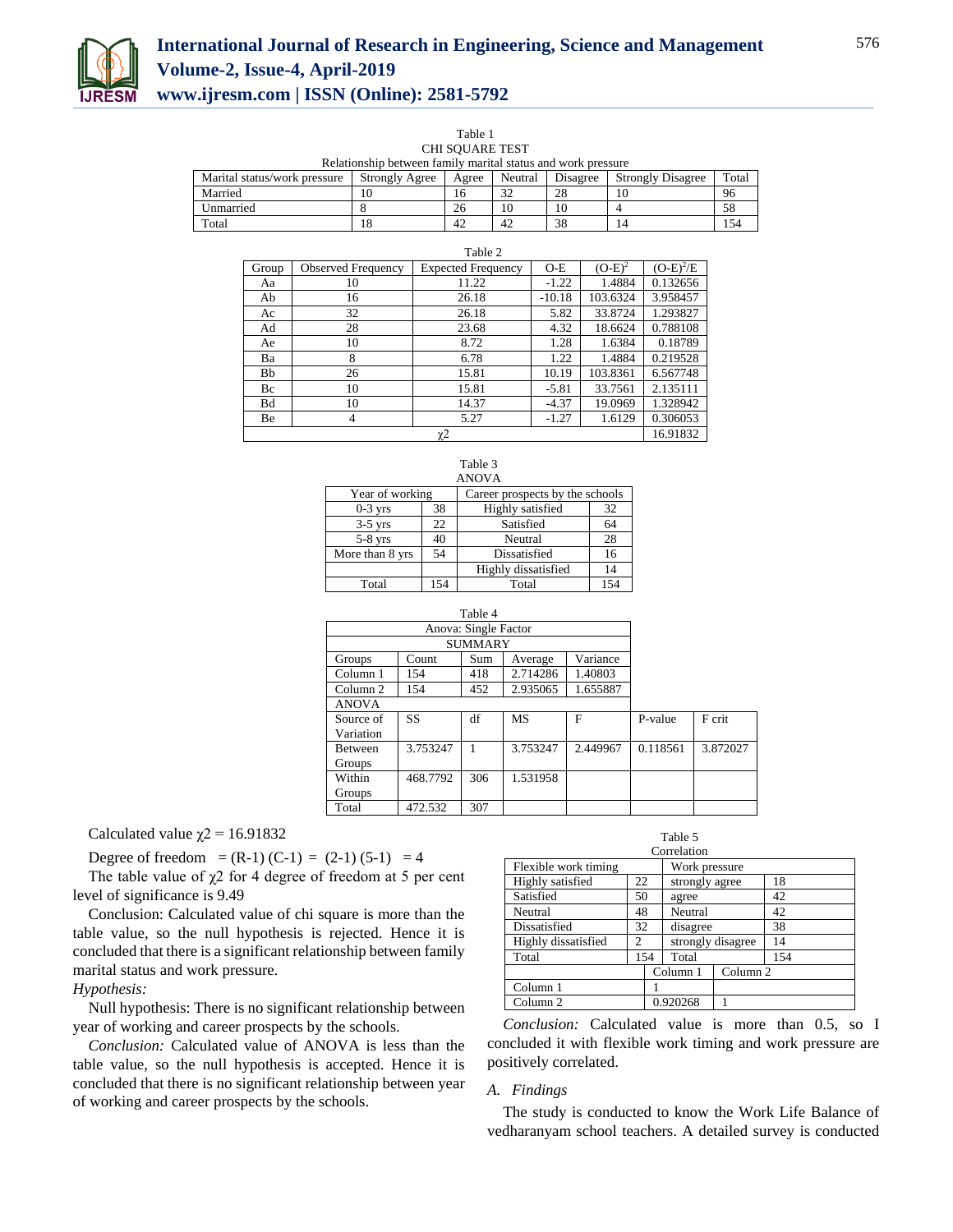Table 1
CHI SQUARE TEST
Relationship between family marital status and work pressure

| Marital status/work pressure | Strongly Agree | Agree | Neutral | Disagree | Strongly Disagree | Total |
|---|---|---|---|---|---|---|
| Married | 10 | 16 | 32 | 28 | 10 | 96 |
| Unmarried | 8 | 26 | 10 | 10 | 4 | 58 |
| Total | 18 | 42 | 42 | 38 | 14 | 154 |

Table 2

| Group | Observed Frequency | Expected Frequency | O-E | $(O-E)^2$ | $(O-E)^2/E$ |
|---|---|---|---|---|---|
| Aa | 10 | 11.22 | -1.22 | 1.4884 | 0.132656 |
| Ab | 16 | 26.18 | -10.18 | 103.6324 | 3.958457 |
| Ac | 32 | 26.18 | 5.82 | 33.8724 | 1.293827 |
| Ad | 28 | 23.68 | 4.32 | 18.6624 | 0.788108 |
| Ae | 10 | 8.72 | 1.28 | 1.6384 | 0.18789 |
| Ba | 8 | 6.78 | 1.22 | 1.4884 | 0.219528 |
| Bb | 26 | 15.81 | 10.19 | 103.8361 | 6.567748 |
| Bc | 10 | 15.81 | -5.81 | 33.7561 | 2.135111 |
| Bd | 10 | 14.37 | -4.37 | 19.0969 | 1.328942 |
| Be | 4 | 5.27 | -1.27 | 1.6129 | 0.306053 |
| $\chi 2$ | | | | | 16.91832 |

Table 3
ANOVA

| Year of working | | Career prospects by the schools | |
|---|---|---|---|
| 0-3 yrs | 38 | Highly satisfied | 32 |
| 3-5 yrs | 22 | Satisfied | 64 |
| 5-8 yrs | 40 | Neutral | 28 |
| More than 8 yrs | 54 | Dissatisfied | 16 |
| | | Highly dissatisfied | 14 |
| Total | 154 | Total | 154 |

Table 4
Anova: Single Factor

| SUMMARY | | | | | | |
|---|---|---|---|---|---|---|
| Groups | Count | Sum | Average | Variance | | |
| Column 1 | 154 | 418 | 2.714286 | 1.40803 | | |
| Column 2 | 154 | 452 | 2.935065 | 1.655887 | | |
| ANOVA | | | | | | |
| Source of Variation | SS | df | MS | F | P-value | F crit |
| Between Groups | 3.753247 | 1 | 3.753247 | 2.449967 | 0.118561 | 3.872027 |
| Within Groups | 468.7792 | 306 | 1.531958 | | | |
| Total | 472.532 | 307 | | | | |

Calculated value $\chi 2 = 16.91832$

Degree of freedom $= (R-1)(C-1) = (2-1)(5-1) = 4$

The table value of $\chi 2$ for 4 degree of freedom at 5 per cent level of significance is 9.49

Conclusion: Calculated value of chi square is more than the table value, so the null hypothesis is rejected. Hence it is concluded that there is a significant relationship between family marital status and work pressure.

*Hypothesis:*

Null hypothesis: There is no significant relationship between year of working and career prospects by the schools.

*Conclusion:* Calculated value of ANOVA is less than the table value, so the null hypothesis is accepted. Hence it is concluded that there is no significant relationship between year of working and career prospects by the schools.

Table 5
Correlation

| Flexible work timing | | Work pressure | |
|---|---|---|---|
| Highly satisfied | 22 | strongly agree | 18 |
| Satisfied | 50 | agree | 42 |
| Neutral | 48 | Neutral | 42 |
| Dissatisfied | 32 | disagree | 38 |
| Highly dissatisfied | 2 | strongly disagree | 14 |
| Total | 154 | Total | 154 |
| | | Column 1 | Column 2 |
| Column 1 | | 1 | |
| Column 2 | | 0.920268 | 1 |

*Conclusion:* Calculated value is more than 0.5, so I concluded it with flexible work timing and work pressure are positively correlated.

### *A. Findings*

The study is conducted to know the Work Life Balance of vedharanyam school teachers. A detailed survey is conducted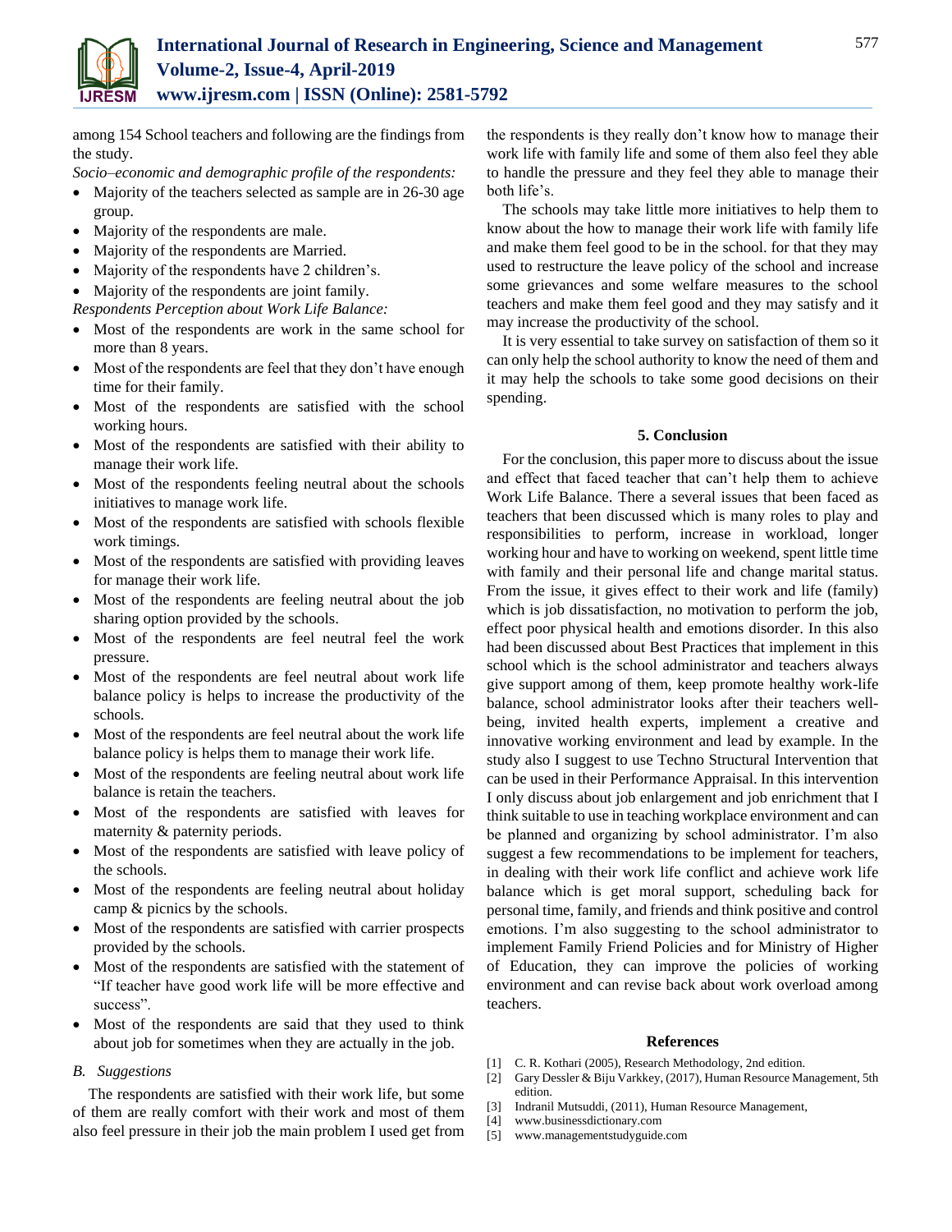among 154 School teachers and following are the findings from the study.

*Socio–economic and demographic profile of the respondents:*

- Majority of the teachers selected as sample are in 26-30 age group.
- Majority of the respondents are male.
- Majority of the respondents are Married.
- Majority of the respondents have 2 children's.
- Majority of the respondents are joint family.

*Respondents Perception about Work Life Balance:*

- Most of the respondents are work in the same school for more than 8 years.
- Most of the respondents are feel that they don't have enough time for their family.
- Most of the respondents are satisfied with the school working hours.
- Most of the respondents are satisfied with their ability to manage their work life.
- Most of the respondents feeling neutral about the schools initiatives to manage work life.
- Most of the respondents are satisfied with schools flexible work timings.
- Most of the respondents are satisfied with providing leaves for manage their work life.
- Most of the respondents are feeling neutral about the job sharing option provided by the schools.
- Most of the respondents are feel neutral feel the work pressure.
- Most of the respondents are feel neutral about work life balance policy is helps to increase the productivity of the schools.
- Most of the respondents are feel neutral about the work life balance policy is helps them to manage their work life.
- Most of the respondents are feeling neutral about work life balance is retain the teachers.
- Most of the respondents are satisfied with leaves for maternity & paternity periods.
- Most of the respondents are satisfied with leave policy of the schools.
- Most of the respondents are feeling neutral about holiday camp & picnics by the schools.
- Most of the respondents are satisfied with carrier prospects provided by the schools.
- Most of the respondents are satisfied with the statement of "If teacher have good work life will be more effective and success".
- Most of the respondents are said that they used to think about job for sometimes when they are actually in the job.

### *B. Suggestions*

The respondents are satisfied with their work life, but some of them are really comfort with their work and most of them also feel pressure in their job the main problem I used get from the respondents is they really don't know how to manage their work life with family life and some of them also feel they able to handle the pressure and they feel they able to manage their both life's.

The schools may take little more initiatives to help them to know about the how to manage their work life with family life and make them feel good to be in the school. for that they may used to restructure the leave policy of the school and increase some grievances and some welfare measures to the school teachers and make them feel good and they may satisfy and it may increase the productivity of the school.

It is very essential to take survey on satisfaction of them so it can only help the school authority to know the need of them and it may help the schools to take some good decisions on their spending.

## 5. Conclusion

For the conclusion, this paper more to discuss about the issue and effect that faced teacher that can't help them to achieve Work Life Balance. There a several issues that been faced as teachers that been discussed which is many roles to play and responsibilities to perform, increase in workload, longer working hour and have to working on weekend, spent little time with family and their personal life and change marital status. From the issue, it gives effect to their work and life (family) which is job dissatisfaction, no motivation to perform the job, effect poor physical health and emotions disorder. In this also had been discussed about Best Practices that implement in this school which is the school administrator and teachers always give support among of them, keep promote healthy work-life balance, school administrator looks after their teachers well-being, invited health experts, implement a creative and innovative working environment and lead by example. In the study also I suggest to use Techno Structural Intervention that can be used in their Performance Appraisal. In this intervention I only discuss about job enlargement and job enrichment that I think suitable to use in teaching workplace environment and can be planned and organizing by school administrator. I'm also suggest a few recommendations to be implement for teachers, in dealing with their work life conflict and achieve work life balance which is get moral support, scheduling back for personal time, family, and friends and think positive and control emotions. I'm also suggesting to the school administrator to implement Family Friend Policies and for Ministry of Higher of Education, they can improve the policies of working environment and can revise back about work overload among teachers.

## References

[1] C. R. Kothari (2005), Research Methodology, 2nd edition.
[2] Gary Dessler & Biju Varkkey, (2017), Human Resource Management, 5th edition.
[3] Indranil Mutsuddi, (2011), Human Resource Management,
[4] www.businessdictionary.com
[5] www.managementstudyguide.com